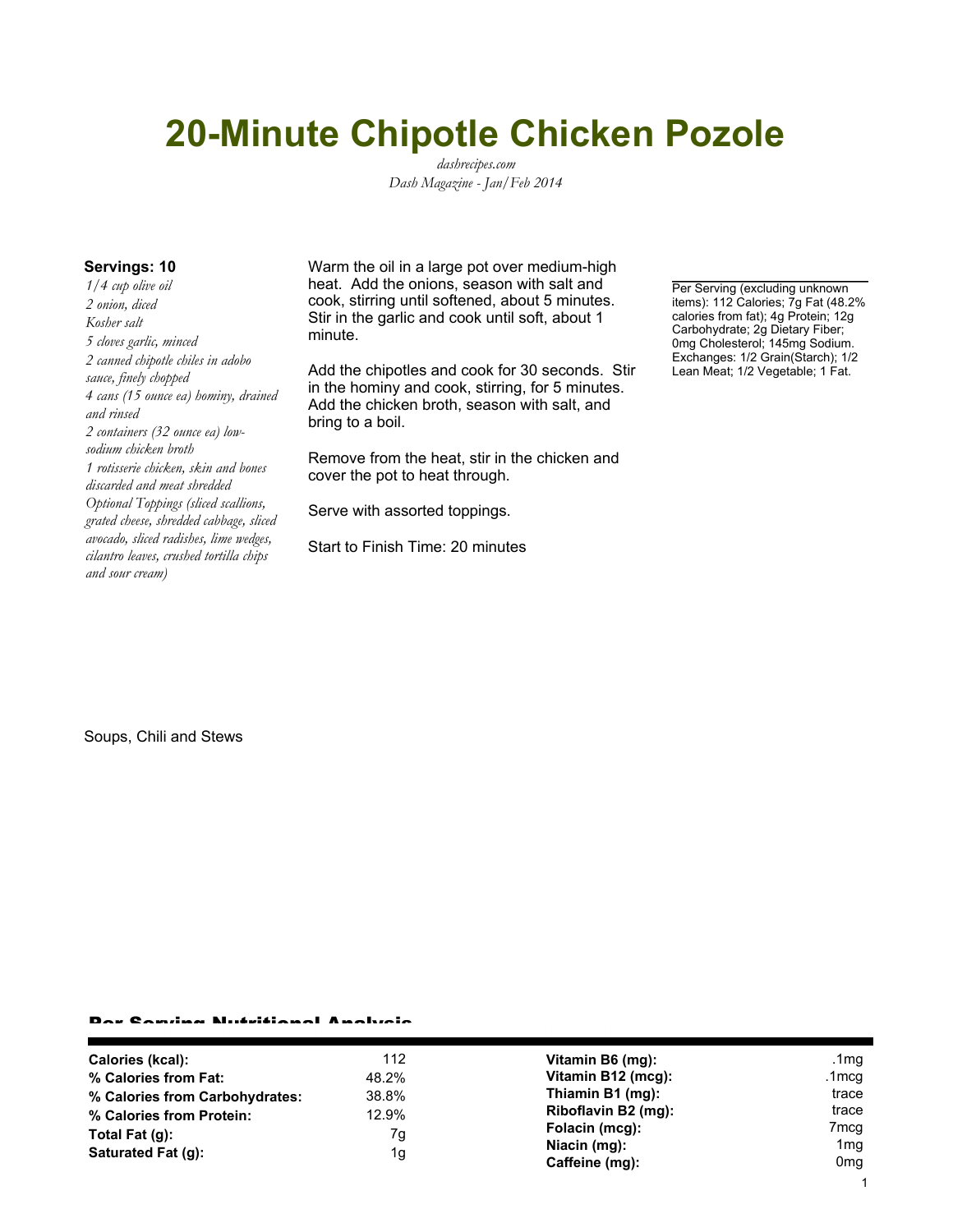# 20-Minute Chipotle Chicken Pozole

*dashrecipes.com*
*Dash Magazine - Jan/Feb 2014*

**Servings: 10**

*1/4 cup olive oil*
*2 onion, diced*
*Kosher salt*
*5 cloves garlic, minced*
*2 canned chipotle chiles in adobo sauce, finely chopped*
*4 cans (15 ounce ea) hominy, drained and rinsed*
*2 containers (32 ounce ea) low-sodium chicken broth*
*1 rotisserie chicken, skin and bones discarded and meat shredded*
*Optional Toppings (sliced scallions, grated cheese, shredded cabbage, sliced avocado, sliced radishes, lime wedges, cilantro leaves, crushed tortilla chips and sour cream)*

Warm the oil in a large pot over medium-high heat. Add the onions, season with salt and cook, stirring until softened, about 5 minutes. Stir in the garlic and cook until soft, about 1 minute.

Add the chipotles and cook for 30 seconds. Stir in the hominy and cook, stirring, for 5 minutes. Add the chicken broth, season with salt, and bring to a boil.

Remove from the heat, stir in the chicken and cover the pot to heat through.

Serve with assorted toppings.

Start to Finish Time: 20 minutes

Per Serving (excluding unknown items): 112 Calories; 7g Fat (48.2% calories from fat); 4g Protein; 12g Carbohydrate; 2g Dietary Fiber; 0mg Cholesterol; 145mg Sodium. Exchanges: 1/2 Grain(Starch); 1/2 Lean Meat; 1/2 Vegetable; 1 Fat.

Soups, Chili and Stews

## Per Serving Nutritional Analysis

| | | | |
|---|---|---|---|
| **Calories (kcal):** | 112 | **Vitamin B6 (mg):** | .1mg |
| **% Calories from Fat:** | 48.2% | **Vitamin B12 (mcg):** | .1mcg |
| **% Calories from Carbohydrates:** | 38.8% | **Thiamin B1 (mg):** | trace |
| **% Calories from Protein:** | 12.9% | **Riboflavin B2 (mg):** | trace |
| **Total Fat (g):** | 7g | **Folacin (mcg):** | 7mcg |
| **Saturated Fat (g):** | 1g | **Niacin (mg):** | 1mg |
| | | **Caffeine (mg):** | 0mg |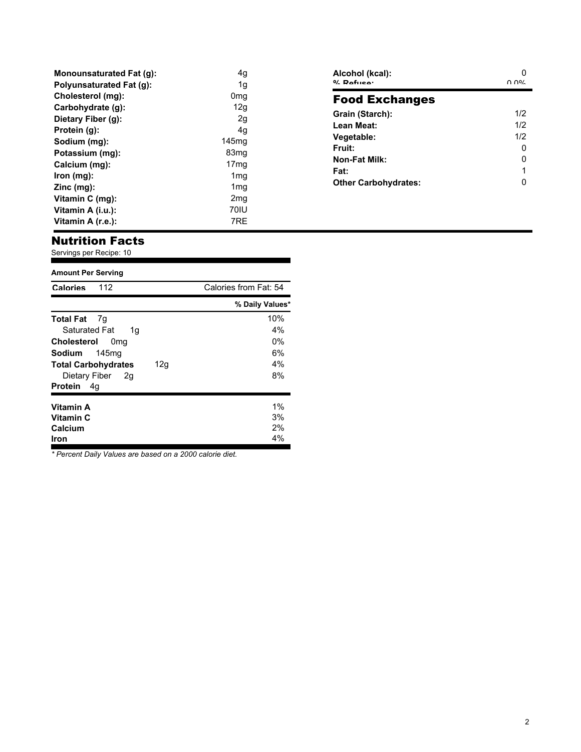| | |
|---|---|
| **Monounsaturated Fat (g):** | 4g |
| **Polyunsaturated Fat (g):** | 1g |
| **Cholesterol (mg):** | 0mg |
| **Carbohydrate (g):** | 12g |
| **Dietary Fiber (g):** | 2g |
| **Protein (g):** | 4g |
| **Sodium (mg):** | 145mg |
| **Potassium (mg):** | 83mg |
| **Calcium (mg):** | 17mg |
| **Iron (mg):** | 1mg |
| **Zinc (mg):** | 1mg |
| **Vitamin C (mg):** | 2mg |
| **Vitamin A (i.u.):** | 70IU |
| **Vitamin A (r.e.):** | 7RE |

| | |
|---|---|
| **Alcohol (kcal):** | 0 |
| **% Refuse:** | 0.0% |

## Food Exchanges

| | |
|---|---|
| **Grain (Starch):** | 1/2 |
| **Lean Meat:** | 1/2 |
| **Vegetable:** | 1/2 |
| **Fruit:** | 0 |
| **Non-Fat Milk:** | 0 |
| **Fat:** | 1 |
| **Other Carbohydrates:** | 0 |

## Nutrition Facts

Servings per Recipe: 10

**Amount Per Serving**

| | |
|---|---|
| **Calories** 112 | Calories from Fat: 54 |
| | **% Daily Values*** |
| **Total Fat** 7g | 10% |
| Saturated Fat 1g | 4% |
| **Cholesterol** 0mg | 0% |
| **Sodium** 145mg | 6% |
| **Total Carbohydrates** 12g | 4% |
| Dietary Fiber 2g | 8% |
| **Protein** 4g | |
| **Vitamin A** | 1% |
| **Vitamin C** | 3% |
| **Calcium** | 2% |
| **Iron** | 4% |

*\* Percent Daily Values are based on a 2000 calorie diet.*